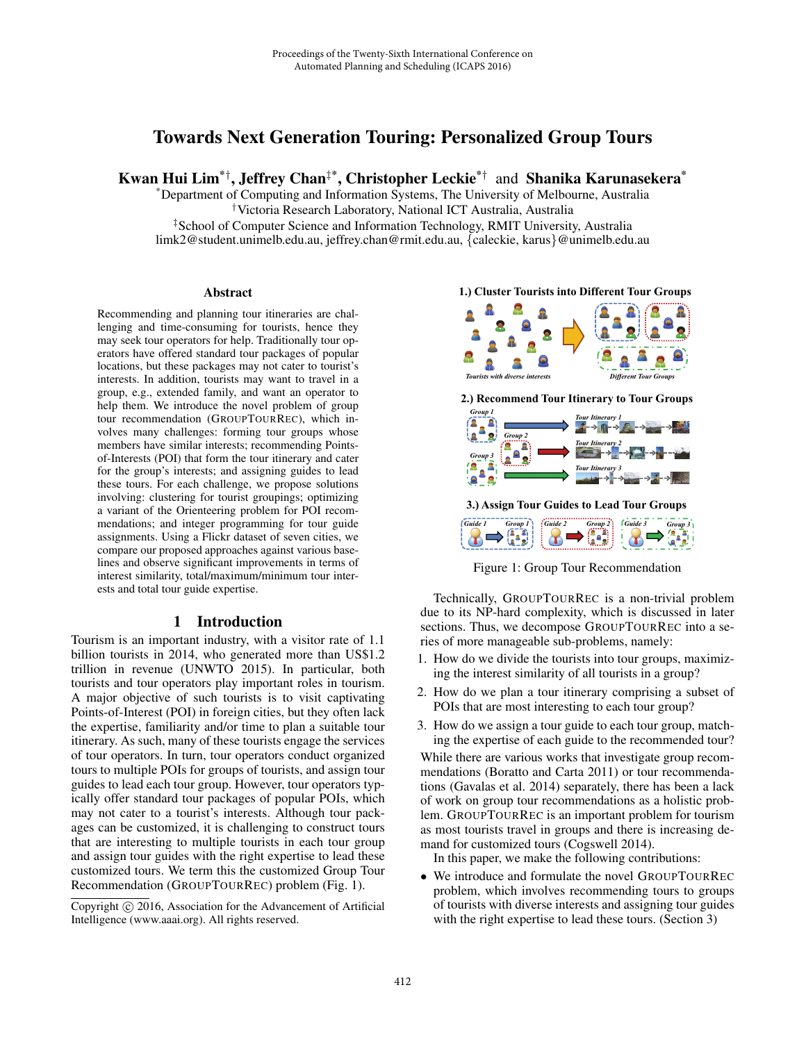# Towards Next Generation Touring: Personalized Group Tours

**Kwan Hui Lim**[*†], **Jeffrey Chan**[‡*], **Christopher Leckie**[*†] and **Shanika Karunasekera**[*]

[*]Department of Computing and Information Systems, The University of Melbourne, Australia
[†]Victoria Research Laboratory, National ICT Australia, Australia
[‡]School of Computer Science and Information Technology, RMIT University, Australia
limk2@student.unimelb.edu.au, jeffrey.chan@rmit.edu.au, {caleckie, karus}@unimelb.edu.au

## Abstract

Recommending and planning tour itineraries are challenging and time-consuming for tourists, hence they may seek tour operators for help. Traditionally tour operators have offered standard tour packages of popular locations, but these packages may not cater to tourist's interests. In addition, tourists may want to travel in a group, e.g., extended family, and want an operator to help them. We introduce the novel problem of group tour recommendation (GROUPTOURREC), which involves many challenges: forming tour groups whose members have similar interests; recommending Points-of-Interests (POI) that form the tour itinerary and cater for the group's interests; and assigning guides to lead these tours. For each challenge, we propose solutions involving: clustering for tourist groupings; optimizing a variant of the Orienteering problem for POI recommendations; and integer programming for tour guide assignments. Using a Flickr dataset of seven cities, we compare our proposed approaches against various baselines and observe significant improvements in terms of interest similarity, total/maximum/minimum tour interests and total tour guide expertise.

## 1 Introduction

Tourism is an important industry, with a visitor rate of 1.1 billion tourists in 2014, who generated more than US$1.2 trillion in revenue (UNWTO 2015). In particular, both tourists and tour operators play important roles in tourism. A major objective of such tourists is to visit captivating Points-of-Interest (POI) in foreign cities, but they often lack the expertise, familiarity and/or time to plan a suitable tour itinerary. As such, many of these tourists engage the services of tour operators. In turn, tour operators conduct organized tours to multiple POIs for groups of tourists, and assign tour guides to lead each tour group. However, tour operators typically offer standard tour packages of popular POIs, which may not cater to a tourist's interests. Although tour packages can be customized, it is challenging to construct tours that are interesting to multiple tourists in each tour group and assign tour guides with the right expertise to lead these customized tours. We term this the customized Group Tour Recommendation (GROUPTOURREC) problem (Fig. 1).

Copyright © 2016, Association for the Advancement of Artificial Intelligence (www.aaai.org). All rights reserved.

Figure 1: Group Tour Recommendation

Technically, GROUPTOURREC is a non-trivial problem due to its NP-hard complexity, which is discussed in later sections. Thus, we decompose GROUPTOURREC into a series of more manageable sub-problems, namely:

1. How do we divide the tourists into tour groups, maximizing the interest similarity of all tourists in a group?
2. How do we plan a tour itinerary comprising a subset of POIs that are most interesting to each tour group?
3. How do we assign a tour guide to each tour group, matching the expertise of each guide to the recommended tour?

While there are various works that investigate group recommendations (Boratto and Carta 2011) or tour recommendations (Gavalas et al. 2014) separately, there has been a lack of work on group tour recommendations as a holistic problem. GROUPTOURREC is an important problem for tourism as most tourists travel in groups and there is increasing demand for customized tours (Cogswell 2014).

In this paper, we make the following contributions:

- We introduce and formulate the novel GROUPTOURREC problem, which involves recommending tours to groups of tourists with diverse interests and assigning tour guides with the right expertise to lead these tours. (Section 3)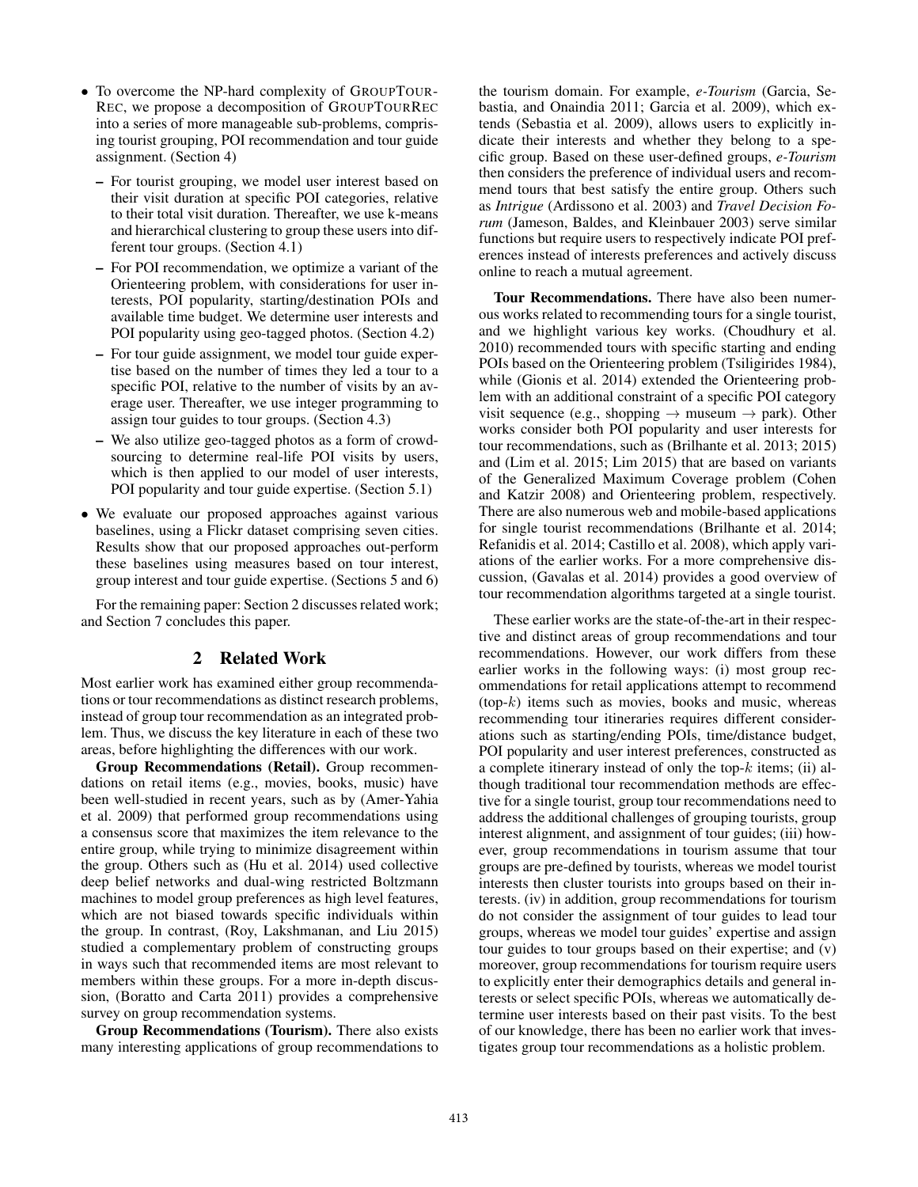- To overcome the NP-hard complexity of GROUPTOURREC, we propose a decomposition of GROUPTOURREC into a series of more manageable sub-problems, comprising tourist grouping, POI recommendation and tour guide assignment. (Section 4)
  - For tourist grouping, we model user interest based on their visit duration at specific POI categories, relative to their total visit duration. Thereafter, we use k-means and hierarchical clustering to group these users into different tour groups. (Section 4.1)
  - For POI recommendation, we optimize a variant of the Orienteering problem, with considerations for user interests, POI popularity, starting/destination POIs and available time budget. We determine user interests and POI popularity using geo-tagged photos. (Section 4.2)
  - For tour guide assignment, we model tour guide expertise based on the number of times they led a tour to a specific POI, relative to the number of visits by an average user. Thereafter, we use integer programming to assign tour guides to tour groups. (Section 4.3)
  - We also utilize geo-tagged photos as a form of crowdsourcing to determine real-life POI visits by users, which is then applied to our model of user interests, POI popularity and tour guide expertise. (Section 5.1)
- We evaluate our proposed approaches against various baselines, using a Flickr dataset comprising seven cities. Results show that our proposed approaches out-perform these baselines using measures based on tour interest, group interest and tour guide expertise. (Sections 5 and 6)

For the remaining paper: Section 2 discusses related work; and Section 7 concludes this paper.

## 2 Related Work

Most earlier work has examined either group recommendations or tour recommendations as distinct research problems, instead of group tour recommendation as an integrated problem. Thus, we discuss the key literature in each of these two areas, before highlighting the differences with our work.

**Group Recommendations (Retail).** Group recommendations on retail items (e.g., movies, books, music) have been well-studied in recent years, such as by (Amer-Yahia et al. 2009) that performed group recommendations using a consensus score that maximizes the item relevance to the entire group, while trying to minimize disagreement within the group. Others such as (Hu et al. 2014) used collective deep belief networks and dual-wing restricted Boltzmann machines to model group preferences as high level features, which are not biased towards specific individuals within the group. In contrast, (Roy, Lakshmanan, and Liu 2015) studied a complementary problem of constructing groups in ways such that recommended items are most relevant to members within these groups. For a more in-depth discussion, (Boratto and Carta 2011) provides a comprehensive survey on group recommendation systems.

**Group Recommendations (Tourism).** There also exists many interesting applications of group recommendations to the tourism domain. For example, *e-Tourism* (Garcia, Sebastia, and Onaindia 2011; Garcia et al. 2009), which extends (Sebastia et al. 2009), allows users to explicitly indicate their interests and whether they belong to a specific group. Based on these user-defined groups, *e-Tourism* then considers the preference of individual users and recommend tours that best satisfy the entire group. Others such as *Intrigue* (Ardissono et al. 2003) and *Travel Decision Forum* (Jameson, Baldes, and Kleinbauer 2003) serve similar functions but require users to respectively indicate POI preferences instead of interests preferences and actively discuss online to reach a mutual agreement.

**Tour Recommendations.** There have also been numerous works related to recommending tours for a single tourist, and we highlight various key works. (Choudhury et al. 2010) recommended tours with specific starting and ending POIs based on the Orienteering problem (Tsiligirides 1984), while (Gionis et al. 2014) extended the Orienteering problem with an additional constraint of a specific POI category visit sequence (e.g., shopping → museum → park). Other works consider both POI popularity and user interests for tour recommendations, such as (Brilhante et al. 2013; 2015) and (Lim et al. 2015; Lim 2015) that are based on variants of the Generalized Maximum Coverage problem (Cohen and Katzir 2008) and Orienteering problem, respectively. There are also numerous web and mobile-based applications for single tourist recommendations (Brilhante et al. 2014; Refanidis et al. 2014; Castillo et al. 2008), which apply variations of the earlier works. For a more comprehensive discussion, (Gavalas et al. 2014) provides a good overview of tour recommendation algorithms targeted at a single tourist.

These earlier works are the state-of-the-art in their respective and distinct areas of group recommendations and tour recommendations. However, our work differs from these earlier works in the following ways: (i) most group recommendations for retail applications attempt to recommend (top-$k$) items such as movies, books and music, whereas recommending tour itineraries requires different considerations such as starting/ending POIs, time/distance budget, POI popularity and user interest preferences, constructed as a complete itinerary instead of only the top-$k$ items; (ii) although traditional tour recommendation methods are effective for a single tourist, group tour recommendations need to address the additional challenges of grouping tourists, group interest alignment, and assignment of tour guides; (iii) however, group recommendations in tourism assume that tour groups are pre-defined by tourists, whereas we model tourist interests then cluster tourists into groups based on their interests. (iv) in addition, group recommendations for tourism do not consider the assignment of tour guides to lead tour groups, whereas we model tour guides' expertise and assign tour guides to tour groups based on their expertise; and (v) moreover, group recommendations for tourism require users to explicitly enter their demographics details and general interests or select specific POIs, whereas we automatically determine user interests based on their past visits. To the best of our knowledge, there has been no earlier work that investigates group tour recommendations as a holistic problem.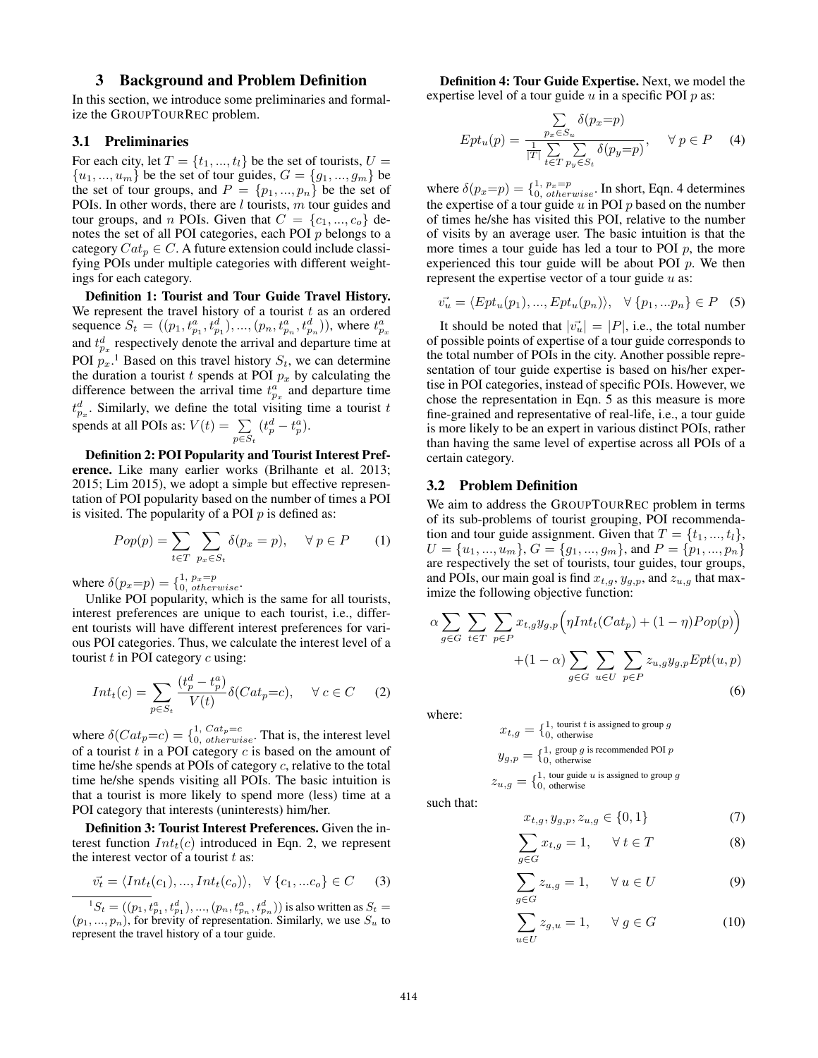# 3 Background and Problem Definition

In this section, we introduce some preliminaries and formalize the GROUPTOURREC problem.

## 3.1 Preliminaries

For each city, let $T = \{t_1, ..., t_l\}$ be the set of tourists, $U = \{u_1, ..., u_m\}$ be the set of tour guides, $G = \{g_1, ..., g_m\}$ be the set of tour groups, and $P = \{p_1, ..., p_n\}$ be the set of POIs. In other words, there are $l$ tourists, $m$ tour guides and tour groups, and $n$ POIs. Given that $C = \{c_1, ..., c_o\}$ denotes the set of all POI categories, each POI $p$ belongs to a category $Cat_p \in C$. A future extension could include classifying POIs under multiple categories with different weightings for each category.

**Definition 1: Tourist and Tour Guide Travel History.** We represent the travel history of a tourist $t$ as an ordered sequence $S_t = ((p_1, t^a_{p_1}, t^d_{p_1}), ..., (p_n, t^a_{p_n}, t^d_{p_n}))$, where $t^a_{p_x}$ and $t^d_{p_x}$ respectively denote the arrival and departure time at POI $p_x$.[1] Based on this travel history $S_t$, we can determine the duration a tourist $t$ spends at POI $p_x$ by calculating the difference between the arrival time $t^a_{p_x}$ and departure time $t^d_{p_x}$. Similarly, we define the total visiting time a tourist $t$ spends at all POIs as: $V(t) = \sum_{p \in S_t} (t^d_p - t^a_p)$.

**Definition 2: POI Popularity and Tourist Interest Preference.** Like many earlier works (Brilhante et al. 2013; 2015; Lim 2015), we adopt a simple but effective representation of POI popularity based on the number of times a POI is visited. The popularity of a POI $p$ is defined as:

$$Pop(p) = \sum_{t \in T} \sum_{p_x \in S_t} \delta(p_x = p), \quad \forall\, p \in P \tag{1}$$

where $\delta(p_x{=}p) = \{^{1,\ p_x = p}_{0,\ otherwise}$.

Unlike POI popularity, which is the same for all tourists, interest preferences are unique to each tourist, i.e., different tourists will have different interest preferences for various POI categories. Thus, we calculate the interest level of a tourist $t$ in POI category $c$ using:

$$Int_t(c) = \sum_{p \in S_t} \frac{(t^d_p - t^a_p)}{V(t)} \delta(Cat_p{=}c), \quad \forall\, c \in C \tag{2}$$

where $\delta(Cat_p{=}c) = \{^{1,\ Cat_p = c}_{0,\ otherwise}$. That is, the interest level of a tourist $t$ in a POI category $c$ is based on the amount of time he/she spends at POIs of category $c$, relative to the total time he/she spends visiting all POIs. The basic intuition is that a tourist is more likely to spend more (less) time at a POI category that interests (uninterests) him/her.

**Definition 3: Tourist Interest Preferences.** Given the interest function $Int_t(c)$ introduced in Eqn. 2, we represent the interest vector of a tourist $t$ as:

$$\vec{v_t} = \langle Int_t(c_1), ..., Int_t(c_o) \rangle, \quad \forall\, \{c_1, ...c_o\} \in C \tag{3}$$

[1] $S_t = ((p_1, t^a_{p_1}, t^d_{p_1}), ..., (p_n, t^a_{p_n}, t^d_{p_n}))$ is also written as $S_t = (p_1, ..., p_n)$, for brevity of representation. Similarly, we use $S_u$ to represent the travel history of a tour guide.

**Definition 4: Tour Guide Expertise.** Next, we model the expertise level of a tour guide $u$ in a specific POI $p$ as:

$$Ept_u(p) = \frac{\sum_{p_x \in S_u} \delta(p_x{=}p)}{\frac{1}{|T|} \sum_{t \in T} \sum_{p_y \in S_t} \delta(p_y{=}p)}, \quad \forall\, p \in P \tag{4}$$

where $\delta(p_x{=}p) = \{^{1,\ p_x = p}_{0,\ otherwise}$. In short, Eqn. 4 determines the expertise of a tour guide $u$ in POI $p$ based on the number of times he/she has visited this POI, relative to the number of visits by an average user. The basic intuition is that the more times a tour guide has led a tour to POI $p$, the more experienced this tour guide will be about POI $p$. We then represent the expertise vector of a tour guide $u$ as:

$$\vec{v_u} = \langle Ept_u(p_1), ..., Ept_u(p_n) \rangle, \quad \forall\, \{p_1, ...p_n\} \in P \tag{5}$$

It should be noted that $|\vec{v_u}| = |P|$, i.e., the total number of possible points of expertise of a tour guide corresponds to the total number of POIs in the city. Another possible representation of tour guide expertise is based on his/her expertise in POI categories, instead of specific POIs. However, we chose the representation in Eqn. 5 as this measure is more fine-grained and representative of real-life, i.e., a tour guide is more likely to be an expert in various distinct POIs, rather than having the same level of expertise across all POIs of a certain category.

## 3.2 Problem Definition

We aim to address the GROUPTOURREC problem in terms of its sub-problems of tourist grouping, POI recommendation and tour guide assignment. Given that $T = \{t_1, ..., t_l\}$, $U = \{u_1, ..., u_m\}$, $G = \{g_1, ..., g_m\}$, and $P = \{p_1, ..., p_n\}$ are respectively the set of tourists, tour guides, tour groups, and POIs, our main goal is find $x_{t,g}$, $y_{g,p}$, and $z_{u,g}$ that maximize the following objective function:

$$\alpha \sum_{g \in G} \sum_{t \in T} \sum_{p \in P} x_{t,g} y_{g,p} \Big( \eta Int_t(Cat_p) + (1 - \eta) Pop(p) \Big) + (1 - \alpha) \sum_{g \in G} \sum_{u \in U} \sum_{p \in P} z_{u,g} y_{g,p} Ept(u,p) \tag{6}$$

where:

$$x_{t,g} = \{^{1,\ \text{tourist } t \text{ is assigned to group } g}_{0,\ \text{otherwise}}$$

$$y_{g,p} = \{^{1,\ \text{group } g \text{ is recommended POI } p}_{0,\ \text{otherwise}}$$

$$z_{u,g} = \{^{1,\ \text{tour guide } u \text{ is assigned to group } g}_{0,\ \text{otherwise}}$$

such that:

$$x_{t,g}, y_{g,p}, z_{u,g} \in \{0, 1\} \tag{7}$$

$$\sum_{g \in G} x_{t,g} = 1, \quad \forall\, t \in T \tag{8}$$

$$\sum_{g \in G} z_{u,g} = 1, \quad \forall\, u \in U \tag{9}$$

$$\sum_{u \in U} z_{g,u} = 1, \quad \forall\, g \in G \tag{10}$$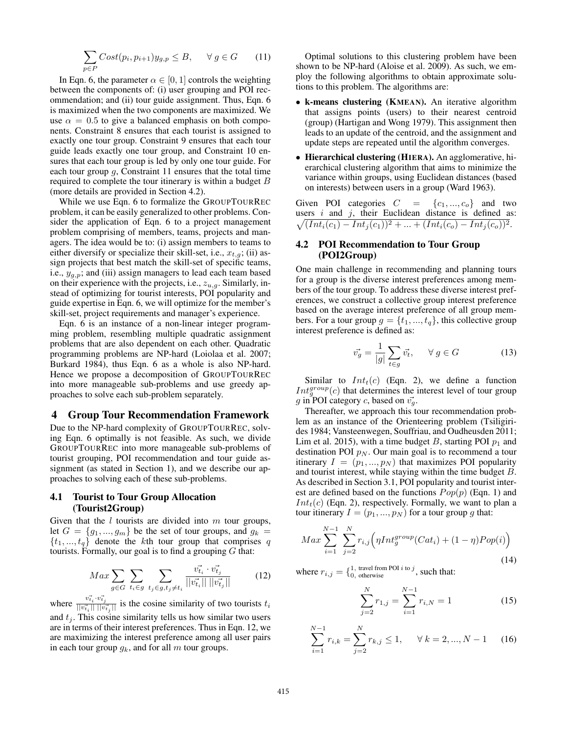$$\sum_{p \in P} Cost(p_i, p_{i+1}) y_{g,p} \leq B, \quad \forall\, g \in G \tag{11}$$

In Eqn. 6, the parameter $\alpha \in [0, 1]$ controls the weighting between the components of: (i) user grouping and POI recommendation; and (ii) tour guide assignment. Thus, Eqn. 6 is maximized when the two components are maximized. We use $\alpha = 0.5$ to give a balanced emphasis on both components. Constraint 8 ensures that each tourist is assigned to exactly one tour group. Constraint 9 ensures that each tour guide leads exactly one tour group, and Constraint 10 ensures that each tour group is led by only one tour guide. For each tour group $g$, Constraint 11 ensures that the total time required to complete the tour itinerary is within a budget $B$ (more details are provided in Section 4.2).

While we use Eqn. 6 to formalize the GROUPTOURREC problem, it can be easily generalized to other problems. Consider the application of Eqn. 6 to a project management problem comprising of members, teams, projects and managers. The idea would be to: (i) assign members to teams to either diversify or specialize their skill-set, i.e., $x_{t,g}$; (ii) assign projects that best match the skill-set of specific teams, i.e., $y_{g,p}$; and (iii) assign managers to lead each team based on their experience with the projects, i.e., $z_{u,g}$. Similarly, instead of optimizing for tourist interests, POI popularity and guide expertise in Eqn. 6, we will optimize for the member's skill-set, project requirements and manager's experience.

Eqn. 6 is an instance of a non-linear integer programming problem, resembling multiple quadratic assignment problems that are also dependent on each other. Quadratic programming problems are NP-hard (Loiolaa et al. 2007; Burkard 1984), thus Eqn. 6 as a whole is also NP-hard. Hence we propose a decomposition of GROUPTOURREC into more manageable sub-problems and use greedy approaches to solve each sub-problem separately.

# 4 Group Tour Recommendation Framework

Due to the NP-hard complexity of GROUPTOURREC, solving Eqn. 6 optimally is not feasible. As such, we divide GROUPTOURREC into more manageable sub-problems of tourist grouping, POI recommendation and tour guide assignment (as stated in Section 1), and we describe our approaches to solving each of these sub-problems.

## 4.1 Tourist to Tour Group Allocation (Tourist2Group)

Given that the $l$ tourists are divided into $m$ tour groups, let $G = \{g_1, ..., g_m\}$ be the set of tour groups, and $g_k = \{t_1, ..., t_q\}$ denote the $k$th tour group that comprises $q$ tourists. Formally, our goal is to find a grouping $G$ that:

$$Max \sum_{g \in G} \sum_{t_i \in g} \sum_{t_j \in g, t_j \neq t_i} \frac{\vec{v_{t_i}} \cdot \vec{v_{t_j}}}{||\vec{v_{t_i}}||\ ||\vec{v_{t_j}}||} \tag{12}$$

where $\frac{\vec{v_{t_i}} \cdot \vec{v_{t_j}}}{||\vec{v_{t_i}}||\ ||\vec{v_{t_j}}||}$ is the cosine similarity of two tourists $t_i$ and $t_j$. This cosine similarity tells us how similar two users are in terms of their interest preferences. Thus in Eqn. 12, we are maximizing the interest preference among all user pairs in each tour group $g_k$, and for all $m$ tour groups.

Optimal solutions to this clustering problem have been shown to be NP-hard (Aloise et al. 2009). As such, we employ the following algorithms to obtain approximate solutions to this problem. The algorithms are:

- **k-means clustering (KMEAN).** An iterative algorithm that assigns points (users) to their nearest centroid (group) (Hartigan and Wong 1979). This assignment then leads to an update of the centroid, and the assignment and update steps are repeated until the algorithm converges.
- **Hierarchical clustering (HIERA).** An agglomerative, hierarchical clustering algorithm that aims to minimize the variance within groups, using Euclidean distances (based on interests) between users in a group (Ward 1963).

Given POI categories $C = \{c_1, ..., c_o\}$ and two users $i$ and $j$, their Euclidean distance is defined as: $\sqrt{(Int_i(c_1) - Int_j(c_1))^2 + ... + (Int_i(c_o) - Int_j(c_o))^2}$.

## 4.2 POI Recommendation to Tour Group (POI2Group)

One main challenge in recommending and planning tours for a group is the diverse interest preferences among members of the tour group. To address these diverse interest preferences, we construct a collective group interest preference based on the average interest preference of all group members. For a tour group $g = \{t_1, ..., t_q\}$, this collective group interest preference is defined as:

$$\vec{v_g} = \frac{1}{|g|} \sum_{t \in g} \vec{v_t}, \quad \forall\, g \in G \tag{13}$$

Similar to $Int_t(c)$ (Eqn. 2), we define a function $Int_g^{group}(c)$ that determines the interest level of tour group $g$ in POI category $c$, based on $\vec{v_g}$.

Thereafter, we approach this tour recommendation problem as an instance of the Orienteering problem (Tsiligirides 1984; Vansteenwegen, Souffriau, and Oudheusden 2011; Lim et al. 2015), with a time budget $B$, starting POI $p_1$ and destination POI $p_N$. Our main goal is to recommend a tour itinerary $I = (p_1, ..., p_N)$ that maximizes POI popularity and tourist interest, while staying within the time budget $B$. As described in Section 3.1, POI popularity and tourist interest are defined based on the functions $Pop(p)$ (Eqn. 1) and $Int_t(c)$ (Eqn. 2), respectively. Formally, we want to plan a tour itinerary $I = (p_1, ..., p_N)$ for a tour group $g$ that:

$$Max \sum_{i=1}^{N-1} \sum_{j=2}^{N} r_{i,j} \Big( \eta Int_g^{group}(Cat_i) + (1 - \eta) Pop(i) \Big) \tag{14}$$

where $r_{i,j} = \{^{1,\ \text{travel from POI } i \text{ to } j}_{0,\ \text{otherwise}}$, such that:

$$\sum_{j=2}^{N} r_{1,j} = \sum_{i=1}^{N-1} r_{i,N} = 1 \tag{15}$$

$$\sum_{i=1}^{N-1} r_{i,k} = \sum_{j=2}^{N} r_{k,j} \leq 1, \quad \forall\, k = 2, ..., N-1 \tag{16}$$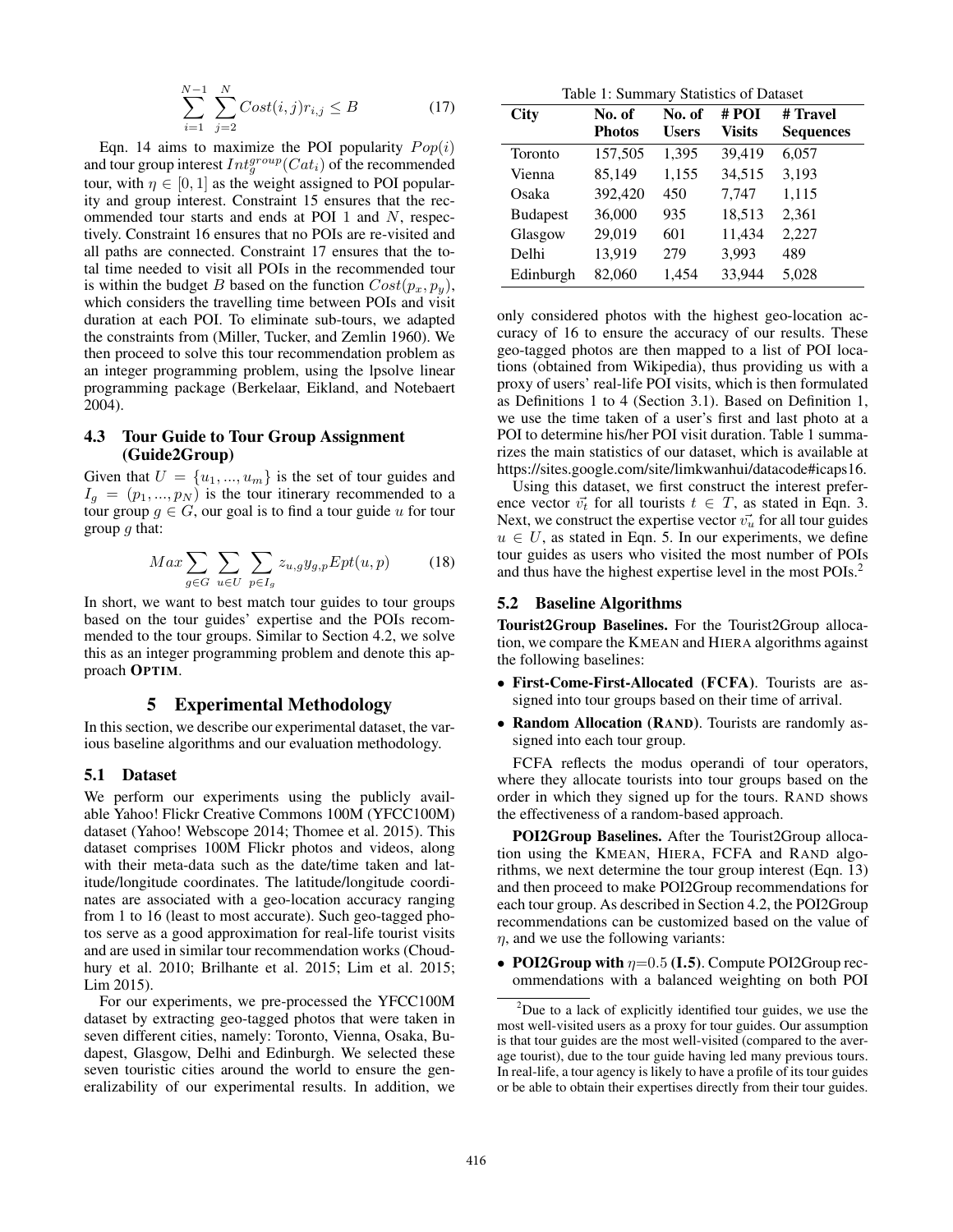$$\sum_{i=1}^{N-1} \sum_{j=2}^{N} Cost(i,j) r_{i,j} \leq B \tag{17}$$

Eqn. 14 aims to maximize the POI popularity $Pop(i)$ and tour group interest $Int_g^{group}(Cat_i)$ of the recommended tour, with $\eta \in [0,1]$ as the weight assigned to POI popularity and group interest. Constraint 15 ensures that the recommended tour starts and ends at POI 1 and $N$, respectively. Constraint 16 ensures that no POIs are re-visited and all paths are connected. Constraint 17 ensures that the total time needed to visit all POIs in the recommended tour is within the budget $B$ based on the function $Cost(p_x, p_y)$, which considers the travelling time between POIs and visit duration at each POI. To eliminate sub-tours, we adapted the constraints from (Miller, Tucker, and Zemlin 1960). We then proceed to solve this tour recommendation problem as an integer programming problem, using the lpsolve linear programming package (Berkelaar, Eikland, and Notebaert 2004).

### 4.3 Tour Guide to Tour Group Assignment (Guide2Group)

Given that $U = \{u_1, ..., u_m\}$ is the set of tour guides and $I_g = (p_1, ..., p_N)$ is the tour itinerary recommended to a tour group $g \in G$, our goal is to find a tour guide $u$ for tour group $g$ that:

$$Max \sum_{g \in G} \sum_{u \in U} \sum_{p \in I_g} z_{u,g} y_{g,p} Ept(u,p) \tag{18}$$

In short, we want to best match tour guides to tour groups based on the tour guides' expertise and the POIs recommended to the tour groups. Similar to Section 4.2, we solve this as an integer programming problem and denote this approach **OPTIM**.

## 5 Experimental Methodology

In this section, we describe our experimental dataset, the various baseline algorithms and our evaluation methodology.

### 5.1 Dataset

We perform our experiments using the publicly available Yahoo! Flickr Creative Commons 100M (YFCC100M) dataset (Yahoo! Webscope 2014; Thomee et al. 2015). This dataset comprises 100M Flickr photos and videos, along with their meta-data such as the date/time taken and latitude/longitude coordinates. The latitude/longitude coordinates are associated with a geo-location accuracy ranging from 1 to 16 (least to most accurate). Such geo-tagged photos serve as a good approximation for real-life tourist visits and are used in similar tour recommendation works (Choudhury et al. 2010; Brilhante et al. 2015; Lim et al. 2015; Lim 2015).

For our experiments, we pre-processed the YFCC100M dataset by extracting geo-tagged photos that were taken in seven different cities, namely: Toronto, Vienna, Osaka, Budapest, Glasgow, Delhi and Edinburgh. We selected these seven touristic cities around the world to ensure the generalizability of our experimental results. In addition, we only considered photos with the highest geo-location accuracy of 16 to ensure the accuracy of our results. These geo-tagged photos are then mapped to a list of POI locations (obtained from Wikipedia), thus providing us with a proxy of users' real-life POI visits, which is then formulated as Definitions 1 to 4 (Section 3.1). Based on Definition 1, we use the time taken of a user's first and last photo at a POI to determine his/her POI visit duration. Table 1 summarizes the main statistics of our dataset, which is available at https://sites.google.com/site/limkwanhui/datacode#icaps16.

Table 1: Summary Statistics of Dataset

| City | No. of Photos | No. of Users | # POI Visits | # Travel Sequences |
|---|---|---|---|---|
| Toronto | 157,505 | 1,395 | 39,419 | 6,057 |
| Vienna | 85,149 | 1,155 | 34,515 | 3,193 |
| Osaka | 392,420 | 450 | 7,747 | 1,115 |
| Budapest | 36,000 | 935 | 18,513 | 2,361 |
| Glasgow | 29,019 | 601 | 11,434 | 2,227 |
| Delhi | 13,919 | 279 | 3,993 | 489 |
| Edinburgh | 82,060 | 1,454 | 33,944 | 5,028 |

Using this dataset, we first construct the interest preference vector $\vec{v_t}$ for all tourists $t \in T$, as stated in Eqn. 3. Next, we construct the expertise vector $\vec{v_u}$ for all tour guides $u \in U$, as stated in Eqn. 5. In our experiments, we define tour guides as users who visited the most number of POIs and thus have the highest expertise level in the most POIs.[2]

### 5.2 Baseline Algorithms

**Tourist2Group Baselines.** For the Tourist2Group allocation, we compare the KMEAN and HIERA algorithms against the following baselines:

- **First-Come-First-Allocated (FCFA)**. Tourists are assigned into tour groups based on their time of arrival.
- **Random Allocation (RAND)**. Tourists are randomly assigned into each tour group.

FCFA reflects the modus operandi of tour operators, where they allocate tourists into tour groups based on the order in which they signed up for the tours. RAND shows the effectiveness of a random-based approach.

**POI2Group Baselines.** After the Tourist2Group allocation using the KMEAN, HIERA, FCFA and RAND algorithms, we next determine the tour group interest (Eqn. 13) and then proceed to make POI2Group recommendations for each tour group. As described in Section 4.2, the POI2Group recommendations can be customized based on the value of $\eta$, and we use the following variants:

- **POI2Group with $\eta$=0.5 (I.5)**. Compute POI2Group recommendations with a balanced weighting on both POI

[2] Due to a lack of explicitly identified tour guides, we use the most well-visited users as a proxy for tour guides. Our assumption is that tour guides are the most well-visited (compared to the average tourist), due to the tour guide having led many previous tours. In real-life, a tour agency is likely to have a profile of its tour guides or be able to obtain their expertises directly from their tour guides.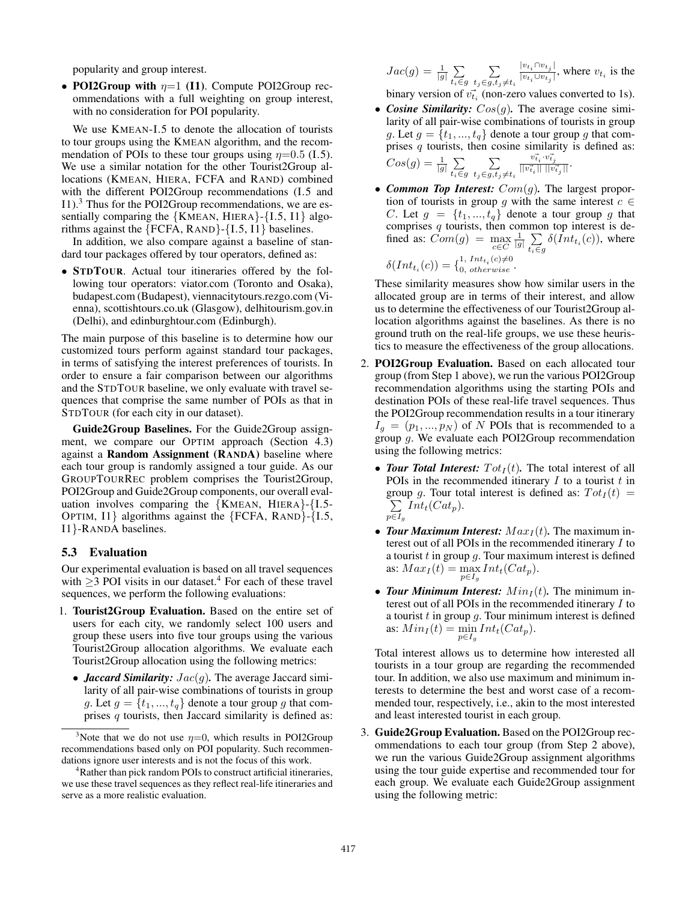popularity and group interest.

- **POI2Group with** $\eta$=1 **(I1)**. Compute POI2Group recommendations with a full weighting on group interest, with no consideration for POI popularity.

We use KMEAN-I.5 to denote the allocation of tourists to tour groups using the KMEAN algorithm, and the recommendation of POIs to these tour groups using $\eta$=0.5 (I.5). We use a similar notation for the other Tourist2Group allocations (KMEAN, HIERA, FCFA and RAND) combined with the different POI2Group recommendations (I.5 and I1).[3] Thus for the POI2Group recommendations, we are essentially comparing the {KMEAN, HIERA}-{I.5, I1} algorithms against the {FCFA, RAND}-{I.5, I1} baselines.

In addition, we also compare against a baseline of standard tour packages offered by tour operators, defined as:

- **STDTOUR**. Actual tour itineraries offered by the following tour operators: viator.com (Toronto and Osaka), budapest.com (Budapest), viennacitytours.rezgo.com (Vienna), scottishtours.co.uk (Glasgow), delhitourism.gov.in (Delhi), and edinburghtour.com (Edinburgh).

The main purpose of this baseline is to determine how our customized tours perform against standard tour packages, in terms of satisfying the interest preferences of tourists. In order to ensure a fair comparison between our algorithms and the STDTOUR baseline, we only evaluate with travel sequences that comprise the same number of POIs as that in STDTOUR (for each city in our dataset).

**Guide2Group Baselines.** For the Guide2Group assignment, we compare our OPTIM approach (Section 4.3) against a **Random Assignment (RANDA)** baseline where each tour group is randomly assigned a tour guide. As our GROUPTOURREC problem comprises the Tourist2Group, POI2Group and Guide2Group components, our overall evaluation involves comparing the {KMEAN, HIERA}-{I.5-OPTIM, I1} algorithms against the {FCFA, RAND}-{I.5, I1}-RANDA baselines.

### 5.3 Evaluation

Our experimental evaluation is based on all travel sequences with $\geq$3 POI visits in our dataset.[4] For each of these travel sequences, we perform the following evaluations:

1. **Tourist2Group Evaluation.** Based on the entire set of users for each city, we randomly select 100 users and group these users into five tour groups using the various Tourist2Group allocation algorithms. We evaluate each Tourist2Group allocation using the following metrics:
   - ***Jaccard Similarity:*** $Jac(g)$**.** The average Jaccard similarity of all pair-wise combinations of tourists in group $g$. Let $g = \{t_1, ..., t_q\}$ denote a tour group $g$ that comprises $q$ tourists, then Jaccard similarity is defined as: $Jac(g) = \frac{1}{|g|} \sum_{t_i \in g} \sum_{t_j \in g, t_j \neq t_i} \frac{|v_{t_i} \cap v_{t_j}|}{|v_{t_i} \cup v_{t_j}|}$, where $v_{t_i}$ is the binary version of $\vec{v_{t_i}}$ (non-zero values converted to 1s).
   - ***Cosine Similarity:*** $Cos(g)$**.** The average cosine similarity of all pair-wise combinations of tourists in group $g$. Let $g = \{t_1, ..., t_q\}$ denote a tour group $g$ that comprises $q$ tourists, then cosine similarity is defined as: $Cos(g) = \frac{1}{|g|} \sum_{t_i \in g} \sum_{t_j \in g, t_j \neq t_i} \frac{\vec{v_{t_i}} \cdot \vec{v_{t_j}}}{||\vec{v_{t_i}}|| \, ||\vec{v_{t_j}}||}$.
   - ***Common Top Interest:*** $Com(g)$**.** The largest proportion of tourists in group $g$ with the same interest $c \in C$. Let $g = \{t_1, ..., t_q\}$ denote a tour group $g$ that comprises $q$ tourists, then common top interest is defined as: $Com(g) = \max_{c \in C} \frac{1}{|g|} \sum_{t_i \in g} \delta(Int_{t_i}(c))$, where $\delta(Int_{t_i}(c)) = \{^{1,\ Int_{t_i}(c) \neq 0}_{0,\ otherwise}$.

   These similarity measures show how similar users in the allocated group are in terms of their interest, and allow us to determine the effectiveness of our Tourist2Group allocation algorithms against the baselines. As there is no ground truth on the real-life groups, we use these heuristics to measure the effectiveness of the group allocations.

2. **POI2Group Evaluation.** Based on each allocated tour group (from Step 1 above), we run the various POI2Group recommendation algorithms using the starting POIs and destination POIs of these real-life travel sequences. Thus the POI2Group recommendation results in a tour itinerary $I_g = (p_1, ..., p_N)$ of $N$ POIs that is recommended to a group $g$. We evaluate each POI2Group recommendation using the following metrics:
   - ***Tour Total Interest:*** $Tot_I(t)$**.** The total interest of all POIs in the recommended itinerary $I$ to a tourist $t$ in group $g$. Tour total interest is defined as: $Tot_I(t) = \sum_{p \in I_g} Int_t(Cat_p)$.
   - ***Tour Maximum Interest:*** $Max_I(t)$**.** The maximum interest out of all POIs in the recommended itinerary $I$ to a tourist $t$ in group $g$. Tour maximum interest is defined as: $Max_I(t) = \max_{p \in I_g} Int_t(Cat_p)$.
   - ***Tour Minimum Interest:*** $Min_I(t)$**.** The minimum interest out of all POIs in the recommended itinerary $I$ to a tourist $t$ in group $g$. Tour minimum interest is defined as: $Min_I(t) = \min_{p \in I_g} Int_t(Cat_p)$.

   Total interest allows us to determine how interested all tourists in a tour group are regarding the recommended tour. In addition, we also use maximum and minimum interests to determine the best and worst case of a recommended tour, respectively, i.e., akin to the most interested and least interested tourist in each group.

3. **Guide2Group Evaluation.** Based on the POI2Group recommendations to each tour group (from Step 2 above), we run the various Guide2Group assignment algorithms using the tour guide expertise and recommended tour for each group. We evaluate each Guide2Group assignment using the following metric:

---

[3] Note that we do not use $\eta$=0, which results in POI2Group recommendations based only on POI popularity. Such recommendations ignore user interests and is not the focus of this work.

[4] Rather than pick random POIs to construct artificial itineraries, we use these travel sequences as they reflect real-life itineraries and serve as a more realistic evaluation.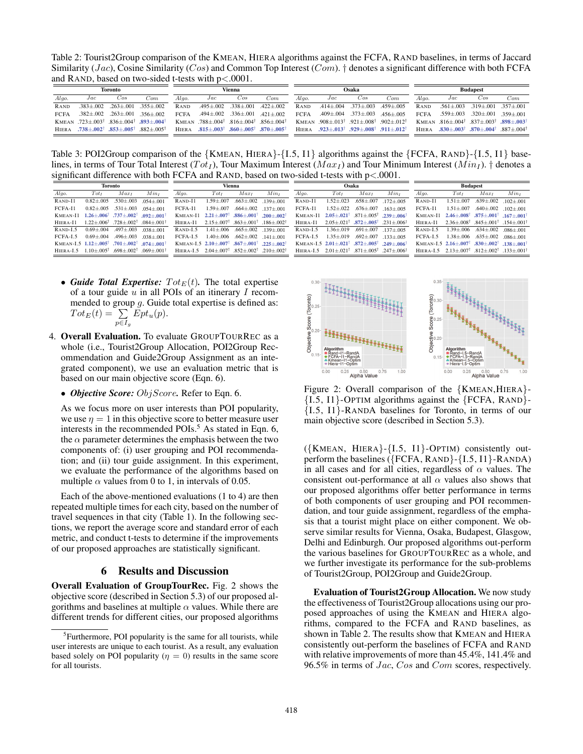Table 2: Tourist2Group comparison of the KMEAN, HIERA algorithms against the FCFA, RAND baselines, in terms of Jaccard Similarity ($Jac$), Cosine Similarity ($Cos$) and Common Top Interest ($Com$). † denotes a significant difference with both FCFA and RAND, based on two-sided t-tests with p<.0001.

| Toronto | | | | Vienna | | | | Osaka | | | | Budapest | | | |
|---|---|---|---|---|---|---|---|---|---|---|---|---|---|---|---|
| *Algo.* | $Jac$ | $Cos$ | $Com$ | *Algo.* | $Jac$ | $Cos$ | $Com$ | *Algo.* | $Jac$ | $Cos$ | $Com$ | *Algo.* | $Jac$ | $Cos$ | $Com$ |
| RAND | .383±.002 | .263±.001 | .355±.002 | RAND | .495±.002 | .338±.001 | .422±.002 | RAND | .414±.004 | .373±.003 | .459±.005 | RAND | .561±.003 | .319±.001 | .357±.001 |
| FCFA | .382±.002 | .263±.001 | .356±.002 | FCFA | .494±.002 | .336±.001 | .421±.002 | FCFA | .409±.004 | .373±.003 | .456±.005 | FCFA | .559±.003 | .320±.001 | .359±.001 |
| KMEAN | .723±.003† | .836±.004† | **.893±.004†** | KMEAN | .788±.004† | .816±.004† | .856±.004† | KMEAN | .908±.013† | .921±.008† | .902±.012† | KMEAN | .816±.004† | .837±.003† | **.898±.003†** |
| HIERA | **.738±.002†** | **.853±.005†** | .882±.005† | HIERA | **.815±.003†** | **.860±.005†** | **.870±.005†** | HIERA | **.923±.013†** | **.929±.008†** | **.911±.012†** | HIERA | **.830±.003†** | **.870±.004†** | .887±.004† |

Table 3: POI2Group comparison of the {KMEAN, HIERA}-{I.5, I1} algorithms against the {FCFA, RAND}-{I.5, I1} baselines, in terms of Tour Total Interest ($Tot_I$), Tour Maximum Interest ($Max_I$) and Tour Minimum Interest ($Min_I$). † denotes a significant difference with both FCFA and RAND, based on two-sided t-tests with p<.0001.

| Toronto | | | | Vienna | | | | Osaka | | | | Budapest | | | |
|---|---|---|---|---|---|---|---|---|---|---|---|---|---|---|---|
| *Algo.* | $Tot_I$ | $Max_I$ | $Min_I$ | *Algo.* | $Tot_I$ | $Max_I$ | $Min_I$ | *Algo.* | $Tot_I$ | $Max_I$ | $Min_I$ | *Algo.* | $Tot_I$ | $Max_I$ | $Min_I$ |
| RAND-I1 | 0.82±.005 | .530±.003 | .054±.001 | RAND-I1 | 1.59±.007 | .663±.002 | .139±.001 | RAND-I1 | 1.52±.023 | .658±.007 | .172±.005 | RAND-I1 | 1.51±.007 | .639±.002 | .102±.001 |
| FCFA-I1 | 0.82±.005 | .531±.003 | .054±.001 | FCFA-I1 | 1.59±.007 | .664±.002 | .137±.001 | FCFA-I1 | 1.52±.022 | .676±.007 | .163±.005 | FCFA-I1 | 1.51±.007 | .640±.002 | .102±.001 |
| KMEAN-I1 | **1.26±.006†** | **.737±.002†** | **.092±.001†** | KMEAN-I1 | **2.21±.007†** | **.886±.001†** | **.200±.002†** | KMEAN-I1 | **2.05±.021†** | .871±.005† | **.239±.006†** | KMEAN-I1 | **2.46±.008†** | **.875±.001†** | **.167±.001†** |
| HIERA-I1 | 1.22±.006† | .728±.002† | .084±.001† | HIERA-I1 | 2.15±.007† | .863±.001† | .186±.002† | HIERA-I1 | 2.05±.021† | **.872±.005†** | .231±.006† | HIERA-I1 | 2.36±.008† | .845±.001† | .154±.001† |
| RAND-I.5 | 0.69±.004 | .497±.003 | .038±.001 | RAND-I.5 | 1.41±.006 | .665±.002 | .139±.001 | RAND-I.5 | 1.36±.019 | .691±.007 | .137±.005 | RAND-I.5 | 1.39±.006 | .634±.002 | .086±.001 |
| FCFA-I.5 | 0.69±.004 | .496±.003 | .038±.001 | FCFA-I.5 | 1.40±.006 | .662±.002 | .141±.001 | FCFA-I.5 | 1.35±.019 | .692±.007 | .133±.005 | FCFA-I.5 | 1.38±.006 | .635±.002 | .086±.001 |
| KMEAN-I.5 | **1.12±.005†** | **.701±.002†** | **.074±.001†** | KMEAN-I.5 | **2.10±.007†** | **.867±.001†** | **.225±.002†** | KMEAN-I.5 | **2.01±.021†** | **.872±.005†** | **.249±.006†** | KMEAN-I.5 | **2.16±.007†** | **.830±.002†** | **.138±.001†** |
| HIERA-I.5 | 1.10±.005† | .698±.002† | .069±.001† | HIERA-I.5 | 2.04±.007† | .852±.002† | .210±.002† | HIERA-I.5 | 2.01±.021† | .871±.005† | .247±.006† | HIERA-I.5 | 2.13±.007† | .812±.002† | .133±.001† |

- ***Guide Total Expertise:*** $Tot_E(t)$. The total expertise of a tour guide $u$ in all POIs of an itinerary $I$ recommended to group $g$. Guide total expertise is defined as: $Tot_E(t) = \sum_{p \in I_g} Ept_u(p)$.

4. **Overall Evaluation.** To evaluate GROUPTOURREC as a whole (i.e., Tourist2Group Allocation, POI2Group Recommendation and Guide2Group Assignment as an integrated component), we use an evaluation metric that is based on our main objective score (Eqn. 6).

- ***Objective Score:*** $ObjScore$. Refer to Eqn. 6.

As we focus more on user interests than POI popularity, we use $\eta = 1$ in this objective score to better measure user interests in the recommended POIs.[5] As stated in Eqn. 6, the $\alpha$ parameter determines the emphasis between the two components of: (i) user grouping and POI recommendation; and (ii) tour guide assignment. In this experiment, we evaluate the performance of the algorithms based on multiple $\alpha$ values from 0 to 1, in intervals of 0.05.

Each of the above-mentioned evaluations (1 to 4) are then repeated multiple times for each city, based on the number of travel sequences in that city (Table 1). In the following sections, we report the average score and standard error of each metric, and conduct t-tests to determine if the improvements of our proposed approaches are statistically significant.

## 6 Results and Discussion

**Overall Evaluation of GroupTourRec.** Fig. 2 shows the objective score (described in Section 5.3) of our proposed algorithms and baselines at multiple $\alpha$ values. While there are different trends for different cities, our proposed algorithms

Figure 2: Overall comparison of the {KMEAN,HIERA}-{I.5, I1}-OPTIM algorithms against the {FCFA, RAND}-{I.5, I1}-RANDA baselines for Toronto, in terms of our main objective score (described in Section 5.3).

({KMEAN, HIERA}-{I.5, I1}-OPTIM) consistently outperform the baselines ({FCFA, RAND}-{I.5, I1}-RANDA) in all cases and for all cities, regardless of $\alpha$ values. The consistent out-performance at all $\alpha$ values also shows that our proposed algorithms offer better performance in terms of both components of user grouping and POI recommendation, and tour guide assignment, regardless of the emphasis that a tourist might place on either component. We observe similar results for Vienna, Osaka, Budapest, Glasgow, Delhi and Edinburgh. Our proposed algorithms out-perform the various baselines for GROUPTOURREC as a whole, and we further investigate its performance for the sub-problems of Tourist2Group, POI2Group and Guide2Group.

**Evaluation of Tourist2Group Allocation.** We now study the effectiveness of Tourist2Group allocations using our proposed approaches of using the KMEAN and HIERA algorithms, compared to the FCFA and RAND baselines, as shown in Table 2. The results show that KMEAN and HIERA consistently out-perform the baselines of FCFA and RAND with relative improvements of more than 45.4%, 141.4% and 96.5% in terms of $Jac$, $Cos$ and $Com$ scores, respectively.

[5] Furthermore, POI popularity is the same for all tourists, while user interests are unique to each tourist. As a result, any evaluation based solely on POI popularity ($\eta = 0$) results in the same score for all tourists.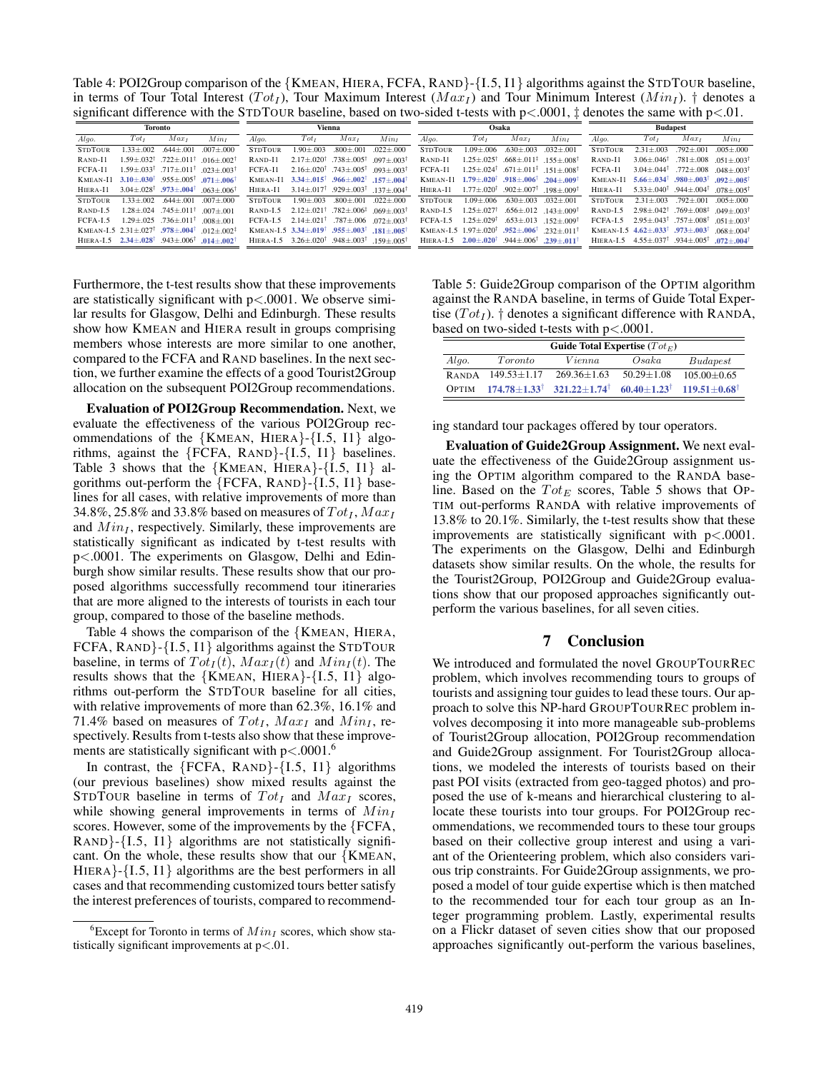Table 4: POI2Group comparison of the {KMEAN, HIERA, FCFA, RAND}-{I.5, I1} algorithms against the STDTOUR baseline, in terms of Tour Total Interest ($Tot_I$), Tour Maximum Interest ($Max_I$) and Tour Minimum Interest ($Min_I$). † denotes a significant difference with the STDTOUR baseline, based on two-sided t-tests with p<.0001, ‡ denotes the same with p<.01.

| Toronto | | | | Vienna | | | | Osaka | | | | Budapest | | | |
|---|---|---|---|---|---|---|---|---|---|---|---|---|---|---|---|
| *Algo.* | $Tot_I$ | $Max_I$ | $Min_I$ | *Algo.* | $Tot_I$ | $Max_I$ | $Min_I$ | *Algo.* | $Tot_I$ | $Max_I$ | $Min_I$ | *Algo.* | $Tot_I$ | $Max_I$ | $Min_I$ |
| STDTOUR | 1.33±.002 | .644±.001 | .007±.000 | STDTOUR | 1.90±.003 | .800±.001 | .022±.000 | STDTOUR | 1.09±.006 | .630±.003 | .032±.001 | STDTOUR | 2.31±.003 | .792±.001 | .005±.000 |
| RAND-I1 | 1.59±.032† | .722±.011† | .016±.002† | RAND-I1 | 2.17±.020† | .738±.005† | .097±.003† | RAND-I1 | 1.25±.025† | .668±.011‡ | .155±.008† | RAND-I1 | 3.06±.046† | .781±.008 | .051±.003† |
| FCFA-I1 | 1.59±.033† | .717±.011† | .023±.003† | FCFA-I1 | 2.16±.020† | .743±.005† | .093±.003† | FCFA-I1 | 1.25±.024† | .671±.011‡ | .151±.008† | FCFA-I1 | 3.04±.044† | .772±.008 | .048±.003† |
| KMEAN-I1 | **3.10±.030†** | .955±.005† | **.071±.006†** | KMEAN-I1 | **3.34±.015†** | **.966±.002†** | **.157±.004†** | KMEAN-I1 | **1.79±.020†** | **.918±.006†** | **.204±.009†** | KMEAN-I1 | **5.66±.034†** | **.980±.003†** | **.092±.005†** |
| HIERA-I1 | 3.04±.028† | **.973±.004†** | .063±.006† | HIERA-I1 | 3.14±.017† | .929±.003† | .137±.004† | HIERA-I1 | 1.77±.020† | .902±.007† | .198±.009† | HIERA-I1 | 5.33±.040† | .944±.004† | .078±.005† |
| STDTOUR | 1.33±.002 | .644±.001 | .007±.000 | STDTOUR | 1.90±.003 | .800±.001 | .022±.000 | STDTOUR | 1.09±.006 | .630±.003 | .032±.001 | STDTOUR | 2.31±.003 | .792±.001 | .005±.000 |
| RAND-I.5 | 1.28±.024 | .745±.011† | .007±.001 | RAND-I.5 | 2.12±.021† | .782±.006‡ | .069±.003† | RAND-I.5 | 1.25±.027† | .656±.012 | .143±.009† | RAND-I.5 | 2.98±.042† | .769±.008‡ | .049±.003† |
| FCFA-I.5 | 1.29±.025 | .736±.011† | .008±.001 | FCFA-I.5 | 2.14±.021† | .787±.006 | .072±.003† | FCFA-I.5 | 1.25±.029† | .653±.013 | .152±.009† | FCFA-I.5 | 2.95±.043† | .757±.008† | .051±.003† |
| KMEAN-I.5 | 2.31±.027† | **.978±.004†** | .012±.002‡ | KMEAN-I.5 | **3.34±.019†** | **.955±.003†** | **.181±.005†** | KMEAN-I.5 | 1.97±.020† | **.952±.006†** | .232±.011† | KMEAN-I.5 | **4.62±.033†** | **.973±.003†** | .068±.004† |
| HIERA-I.5 | **2.34±.028†** | .943±.006† | **.014±.002†** | HIERA-I.5 | 3.26±.020† | .948±.003† | .159±.005† | HIERA-I.5 | **2.00±.020†** | .944±.006† | **.239±.011†** | HIERA-I.5 | 4.55±.037† | .934±.005† | **.072±.004†** |

Furthermore, the t-test results show that these improvements are statistically significant with p<.0001. We observe similar results for Glasgow, Delhi and Edinburgh. These results show how KMEAN and HIERA result in groups comprising members whose interests are more similar to one another, compared to the FCFA and RAND baselines. In the next section, we further examine the effects of a good Tourist2Group allocation on the subsequent POI2Group recommendations.

**Evaluation of POI2Group Recommendation.** Next, we evaluate the effectiveness of the various POI2Group recommendations of the {KMEAN, HIERA}-{I.5, I1} algorithms, against the {FCFA, RAND}-{I.5, I1} baselines. Table 3 shows that the {KMEAN, HIERA}-{I.5, I1} algorithms out-perform the {FCFA, RAND}-{I.5, I1} baselines for all cases, with relative improvements of more than 34.8%, 25.8% and 33.8% based on measures of $Tot_I$, $Max_I$ and $Min_I$, respectively. Similarly, these improvements are statistically significant as indicated by t-test results with p<.0001. The experiments on Glasgow, Delhi and Edinburgh show similar results. These results show that our proposed algorithms successfully recommend tour itineraries that are more aligned to the interests of tourists in each tour group, compared to those of the baseline methods.

Table 4 shows the comparison of the {KMEAN, HIERA, FCFA, RAND}-{I.5, I1} algorithms against the STDTOUR baseline, in terms of $Tot_I(t)$, $Max_I(t)$ and $Min_I(t)$. The results shows that the {KMEAN, HIERA}-{I.5, I1} algorithms out-perform the STDTOUR baseline for all cities, with relative improvements of more than 62.3%, 16.1% and 71.4% based on measures of $Tot_I$, $Max_I$ and $Min_I$, respectively. Results from t-tests also show that these improvements are statistically significant with p<.0001.[6]

In contrast, the {FCFA, RAND}-{I.5, I1} algorithms (our previous baselines) show mixed results against the STDTOUR baseline in terms of $Tot_I$ and $Max_I$ scores, while showing general improvements in terms of $Min_I$ scores. However, some of the improvements by the {FCFA, RAND}-{I.5, I1} algorithms are not statistically significant. On the whole, these results show that our {KMEAN, HIERA}-{I.5, I1} algorithms are the best performers in all cases and that recommending customized tours better satisfy the interest preferences of tourists, compared to recommending standard tour packages offered by tour operators.

Table 5: Guide2Group comparison of the OPTIM algorithm against the RANDA baseline, in terms of Guide Total Expertise ($Tot_I$). † denotes a significant difference with RANDA, based on two-sided t-tests with p<.0001.

| | Guide Total Expertise ($Tot_E$) | | | |
|---|---|---|---|---|
| *Algo.* | *Toronto* | *Vienna* | *Osaka* | *Budapest* |
| RANDA | 149.53±1.17 | 269.36±1.63 | 50.29±1.08 | 105.00±0.65 |
| OPTIM | **174.78±1.33†** | **321.22±1.74†** | **60.40±1.23†** | **119.51±0.68†** |

**Evaluation of Guide2Group Assignment.** We next evaluate the effectiveness of the Guide2Group assignment using the OPTIM algorithm compared to the RANDA baseline. Based on the $Tot_E$ scores, Table 5 shows that OPTIM out-performs RANDA with relative improvements of 13.8% to 20.1%. Similarly, the t-test results show that these improvements are statistically significant with p<.0001. The experiments on the Glasgow, Delhi and Edinburgh datasets show similar results. On the whole, the results for the Tourist2Group, POI2Group and Guide2Group evaluations show that our proposed approaches significantly outperform the various baselines, for all seven cities.

## 7 Conclusion

We introduced and formulated the novel GROUPTOURREC problem, which involves recommending tours to groups of tourists and assigning tour guides to lead these tours. Our approach to solve this NP-hard GROUPTOURREC problem involves decomposing it into more manageable sub-problems of Tourist2Group allocation, POI2Group recommendation and Guide2Group assignment. For Tourist2Group allocations, we modeled the interests of tourists based on their past POI visits (extracted from geo-tagged photos) and proposed the use of k-means and hierarchical clustering to allocate these tourists into tour groups. For POI2Group recommendations, we recommended tours to these tour groups based on their collective group interest and using a variant of the Orienteering problem, which also considers various trip constraints. For Guide2Group assignments, we proposed a model of tour guide expertise which is then matched to the recommended tour for each tour group as an Integer programming problem. Lastly, experimental results on a Flickr dataset of seven cities show that our proposed approaches significantly out-perform the various baselines,

[6] Except for Toronto in terms of $Min_I$ scores, which show statistically significant improvements at p<.01.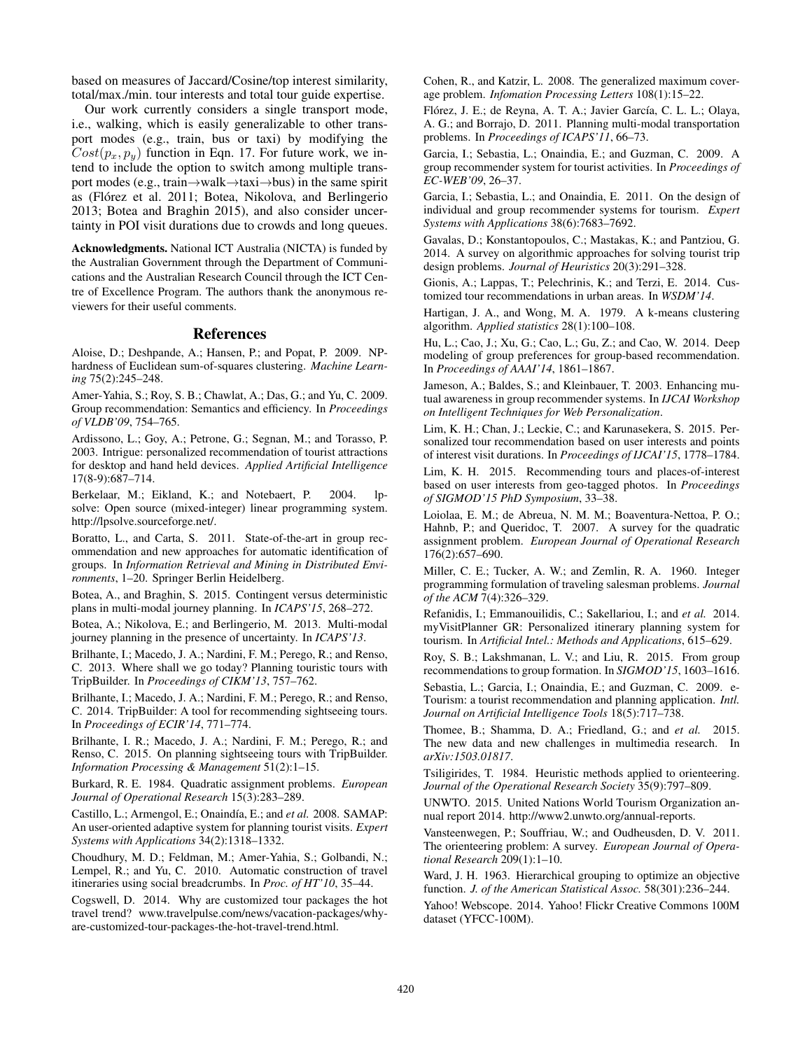based on measures of Jaccard/Cosine/top interest similarity, total/max./min. tour interests and total tour guide expertise.

Our work currently considers a single transport mode, i.e., walking, which is easily generalizable to other transport modes (e.g., train, bus or taxi) by modifying the $Cost(p_x, p_y)$ function in Eqn. 17. For future work, we intend to include the option to switch among multiple transport modes (e.g., train→walk→taxi→bus) in the same spirit as (Flórez et al. 2011; Botea, Nikolova, and Berlingerio 2013; Botea and Braghin 2015), and also consider uncertainty in POI visit durations due to crowds and long queues.

**Acknowledgments.** National ICT Australia (NICTA) is funded by the Australian Government through the Department of Communications and the Australian Research Council through the ICT Centre of Excellence Program. The authors thank the anonymous reviewers for their useful comments.

## References

Aloise, D.; Deshpande, A.; Hansen, P.; and Popat, P. 2009. NP-hardness of Euclidean sum-of-squares clustering. *Machine Learning* 75(2):245–248.

Amer-Yahia, S.; Roy, S. B.; Chawlat, A.; Das, G.; and Yu, C. 2009. Group recommendation: Semantics and efficiency. In *Proceedings of VLDB'09*, 754–765.

Ardissono, L.; Goy, A.; Petrone, G.; Segnan, M.; and Torasso, P. 2003. Intrigue: personalized recommendation of tourist attractions for desktop and hand held devices. *Applied Artificial Intelligence* 17(8-9):687–714.

Berkelaar, M.; Eikland, K.; and Notebaert, P. 2004. lp-solve: Open source (mixed-integer) linear programming system. http://lpsolve.sourceforge.net/.

Boratto, L., and Carta, S. 2011. State-of-the-art in group recommendation and new approaches for automatic identification of groups. In *Information Retrieval and Mining in Distributed Environments*, 1–20. Springer Berlin Heidelberg.

Botea, A., and Braghin, S. 2015. Contingent versus deterministic plans in multi-modal journey planning. In *ICAPS'15*, 268–272.

Botea, A.; Nikolova, E.; and Berlingerio, M. 2013. Multi-modal journey planning in the presence of uncertainty. In *ICAPS'13*.

Brilhante, I.; Macedo, J. A.; Nardini, F. M.; Perego, R.; and Renso, C. 2013. Where shall we go today? Planning touristic tours with TripBuilder. In *Proceedings of CIKM'13*, 757–762.

Brilhante, I.; Macedo, J. A.; Nardini, F. M.; Perego, R.; and Renso, C. 2014. TripBuilder: A tool for recommending sightseeing tours. In *Proceedings of ECIR'14*, 771–774.

Brilhante, I. R.; Macedo, J. A.; Nardini, F. M.; Perego, R.; and Renso, C. 2015. On planning sightseeing tours with TripBuilder. *Information Processing & Management* 51(2):1–15.

Burkard, R. E. 1984. Quadratic assignment problems. *European Journal of Operational Research* 15(3):283–289.

Castillo, L.; Armengol, E.; Onaindía, E.; and *et al.* 2008. SAMAP: An user-oriented adaptive system for planning tourist visits. *Expert Systems with Applications* 34(2):1318–1332.

Choudhury, M. D.; Feldman, M.; Amer-Yahia, S.; Golbandi, N.; Lempel, R.; and Yu, C. 2010. Automatic construction of travel itineraries using social breadcrumbs. In *Proc. of HT'10*, 35–44.

Cogswell, D. 2014. Why are customized tour packages the hot travel trend? www.travelpulse.com/news/vacation-packages/why-are-customized-tour-packages-the-hot-travel-trend.html.

Cohen, R., and Katzir, L. 2008. The generalized maximum coverage problem. *Infomation Processing Letters* 108(1):15–22.

Flórez, J. E.; de Reyna, A. T. A.; Javier García, C. L. L.; Olaya, A. G.; and Borrajo, D. 2011. Planning multi-modal transportation problems. In *Proceedings of ICAPS'11*, 66–73.

Garcia, I.; Sebastia, L.; Onaindia, E.; and Guzman, C. 2009. A group recommender system for tourist activities. In *Proceedings of EC-WEB'09*, 26–37.

Garcia, I.; Sebastia, L.; and Onaindia, E. 2011. On the design of individual and group recommender systems for tourism. *Expert Systems with Applications* 38(6):7683–7692.

Gavalas, D.; Konstantopoulos, C.; Mastakas, K.; and Pantziou, G. 2014. A survey on algorithmic approaches for solving tourist trip design problems. *Journal of Heuristics* 20(3):291–328.

Gionis, A.; Lappas, T.; Pelechrinis, K.; and Terzi, E. 2014. Customized tour recommendations in urban areas. In *WSDM'14*.

Hartigan, J. A., and Wong, M. A. 1979. A k-means clustering algorithm. *Applied statistics* 28(1):100–108.

Hu, L.; Cao, J.; Xu, G.; Cao, L.; Gu, Z.; and Cao, W. 2014. Deep modeling of group preferences for group-based recommendation. In *Proceedings of AAAI'14*, 1861–1867.

Jameson, A.; Baldes, S.; and Kleinbauer, T. 2003. Enhancing mutual awareness in group recommender systems. In *IJCAI Workshop on Intelligent Techniques for Web Personalization*.

Lim, K. H.; Chan, J.; Leckie, C.; and Karunasekera, S. 2015. Personalized tour recommendation based on user interests and points of interest visit durations. In *Proceedings of IJCAI'15*, 1778–1784.

Lim, K. H. 2015. Recommending tours and places-of-interest based on user interests from geo-tagged photos. In *Proceedings of SIGMOD'15 PhD Symposium*, 33–38.

Loiolaa, E. M.; de Abreua, N. M. M.; Boaventura-Nettoa, P. O.; Hahnb, P.; and Queridoc, T. 2007. A survey for the quadratic assignment problem. *European Journal of Operational Research* 176(2):657–690.

Miller, C. E.; Tucker, A. W.; and Zemlin, R. A. 1960. Integer programming formulation of traveling salesman problems. *Journal of the ACM* 7(4):326–329.

Refanidis, I.; Emmanouilidis, C.; Sakellariou, I.; and *et al.* 2014. myVisitPlanner GR: Personalized itinerary planning system for tourism. In *Artificial Intel.: Methods and Applications*, 615–629.

Roy, S. B.; Lakshmanan, L. V.; and Liu, R. 2015. From group recommendations to group formation. In *SIGMOD'15*, 1603–1616.

Sebastia, L.; Garcia, I.; Onaindia, E.; and Guzman, C. 2009. e-Tourism: a tourist recommendation and planning application. *Intl. Journal on Artificial Intelligence Tools* 18(5):717–738.

Thomee, B.; Shamma, D. A.; Friedland, G.; and *et al.* 2015. The new data and new challenges in multimedia research. In *arXiv:1503.01817*.

Tsiligirides, T. 1984. Heuristic methods applied to orienteering. *Journal of the Operational Research Society* 35(9):797–809.

UNWTO. 2015. United Nations World Tourism Organization annual report 2014. http://www2.unwto.org/annual-reports.

Vansteenwegen, P.; Souffriau, W.; and Oudheusden, D. V. 2011. The orienteering problem: A survey. *European Journal of Operational Research* 209(1):1–10.

Ward, J. H. 1963. Hierarchical grouping to optimize an objective function. *J. of the American Statistical Assoc.* 58(301):236–244.

Yahoo! Webscope. 2014. Yahoo! Flickr Creative Commons 100M dataset (YFCC-100M).